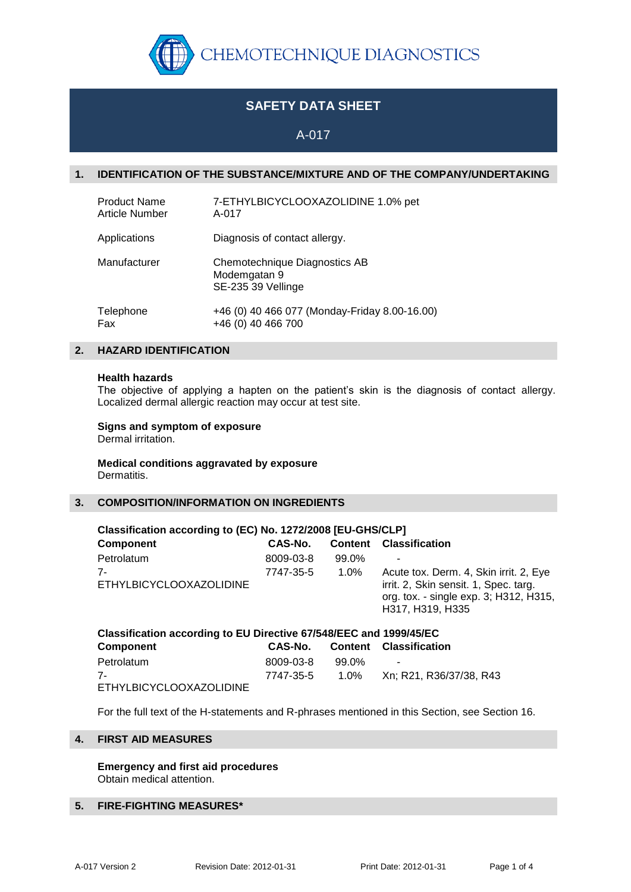CHEMOTECHNIQUE DIAGNOSTICS

# SAFETY DATA SHEET

A-017

## 1. IDENTIFICATION OF THE SUBSTANCE/MIXTURE AND OF THE COMPANY/UNDERTAKING

| | |
|---|---|
| Product Name | 7-ETHYLBICYCLOOXAZOLIDINE 1.0% pet |
| Article Number | A-017 |
| Applications | Diagnosis of contact allergy. |
| Manufacturer | Chemotechnique Diagnostics AB<br>Modemgatan 9<br>SE-235 39 Vellinge |
| Telephone | +46 (0) 40 466 077 (Monday-Friday 8.00-16.00) |
| Fax | +46 (0) 40 466 700 |

## 2. HAZARD IDENTIFICATION

**Health hazards**
The objective of applying a hapten on the patient's skin is the diagnosis of contact allergy. Localized dermal allergic reaction may occur at test site.

**Signs and symptom of exposure**
Dermal irritation.

**Medical conditions aggravated by exposure**
Dermatitis.

## 3. COMPOSITION/INFORMATION ON INGREDIENTS

**Classification according to (EC) No. 1272/2008 [EU-GHS/CLP]**

| Component | CAS-No. | Content | Classification |
|---|---|---|---|
| Petrolatum | 8009-03-8 | 99.0% | - |
| 7-ETHYLBICYCLOOXAZOLIDINE | 7747-35-5 | 1.0% | Acute tox. Derm. 4, Skin irrit. 2, Eye irrit. 2, Skin sensit. 1, Spec. targ. org. tox. - single exp. 3; H312, H315, H317, H319, H335 |

**Classification according to EU Directive 67/548/EEC and 1999/45/EC**

| Component | CAS-No. | Content | Classification |
|---|---|---|---|
| Petrolatum | 8009-03-8 | 99.0% | - |
| 7-ETHYLBICYCLOOXAZOLIDINE | 7747-35-5 | 1.0% | Xn; R21, R36/37/38, R43 |

For the full text of the H-statements and R-phrases mentioned in this Section, see Section 16.

## 4. FIRST AID MEASURES

**Emergency and first aid procedures**
Obtain medical attention.

## 5. FIRE-FIGHTING MEASURES*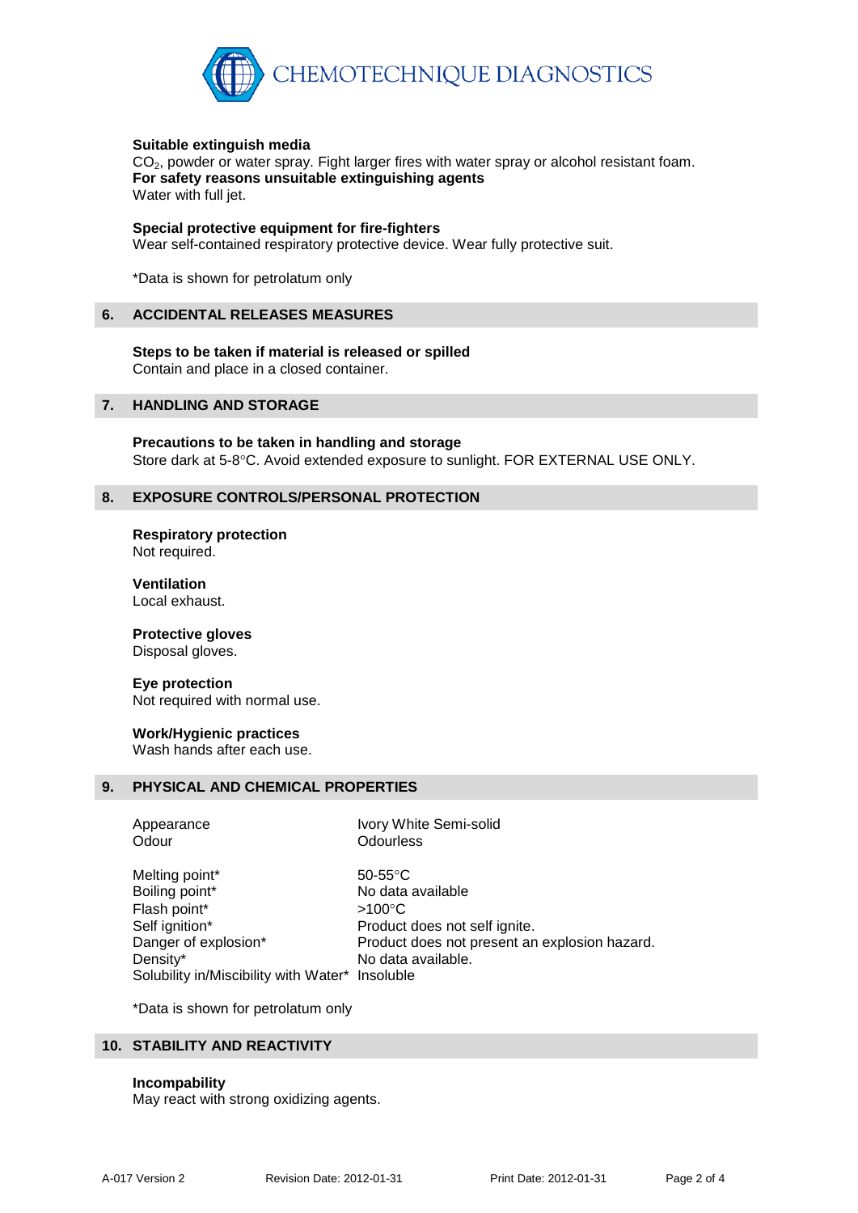**Suitable extinguish media**
$CO_2$, powder or water spray. Fight larger fires with water spray or alcohol resistant foam.
**For safety reasons unsuitable extinguishing agents**
Water with full jet.

**Special protective equipment for fire-fighters**
Wear self-contained respiratory protective device. Wear fully protective suit.

*Data is shown for petrolatum only

## 6. ACCIDENTAL RELEASES MEASURES

**Steps to be taken if material is released or spilled**
Contain and place in a closed container.

## 7. HANDLING AND STORAGE

**Precautions to be taken in handling and storage**
Store dark at 5-8°C. Avoid extended exposure to sunlight. FOR EXTERNAL USE ONLY.

## 8. EXPOSURE CONTROLS/PERSONAL PROTECTION

**Respiratory protection**
Not required.

**Ventilation**
Local exhaust.

**Protective gloves**
Disposal gloves.

**Eye protection**
Not required with normal use.

**Work/Hygienic practices**
Wash hands after each use.

## 9. PHYSICAL AND CHEMICAL PROPERTIES

| | |
|---|---|
| Appearance | Ivory White Semi-solid |
| Odour | Odourless |
| Melting point* | 50-55°C |
| Boiling point* | No data available |
| Flash point* | >100°C |
| Self ignition* | Product does not self ignite. |
| Danger of explosion* | Product does not present an explosion hazard. |
| Density* | No data available. |
| Solubility in/Miscibility with Water* | Insoluble |

*Data is shown for petrolatum only

## 10. STABILITY AND REACTIVITY

**Incompability**
May react with strong oxidizing agents.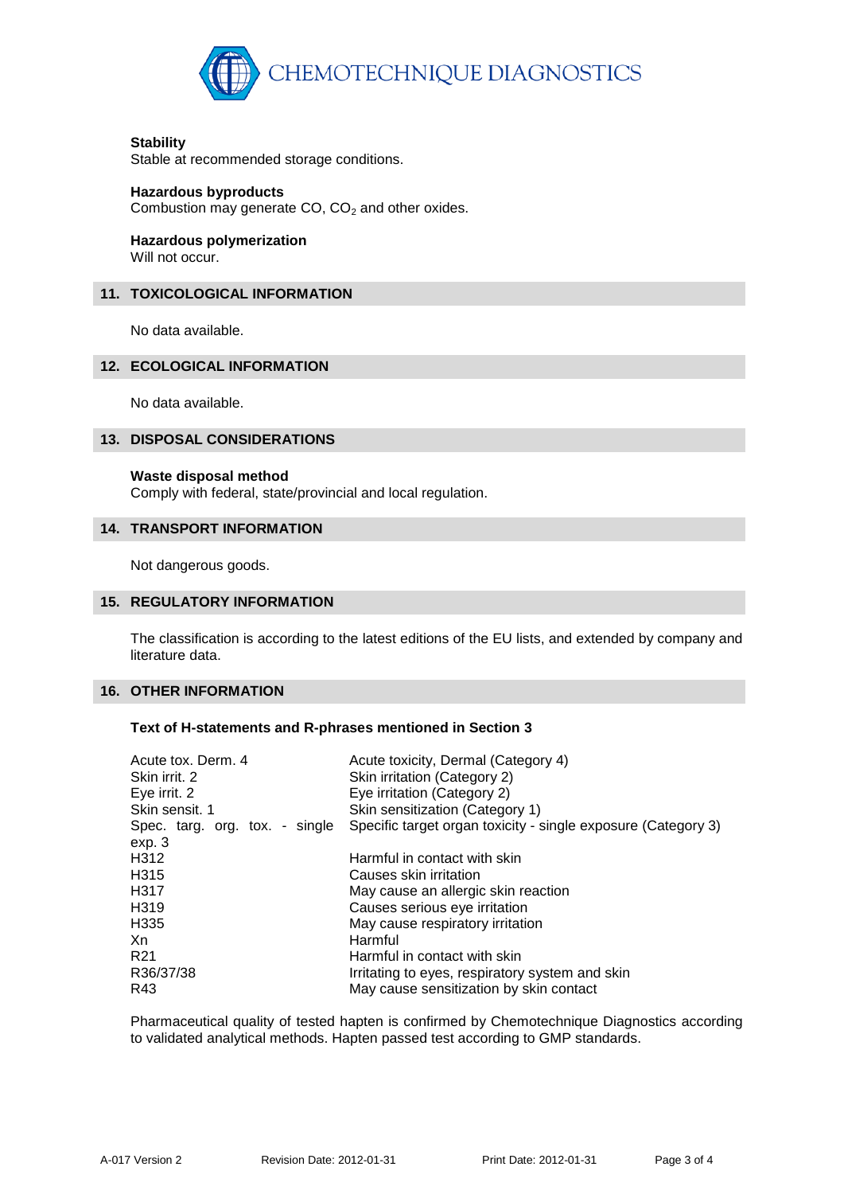**Stability**
Stable at recommended storage conditions.

**Hazardous byproducts**
Combustion may generate CO, $CO_2$ and other oxides.

**Hazardous polymerization**
Will not occur.

## 11. TOXICOLOGICAL INFORMATION

No data available.

## 12. ECOLOGICAL INFORMATION

No data available.

## 13. DISPOSAL CONSIDERATIONS

**Waste disposal method**
Comply with federal, state/provincial and local regulation.

## 14. TRANSPORT INFORMATION

Not dangerous goods.

## 15. REGULATORY INFORMATION

The classification is according to the latest editions of the EU lists, and extended by company and literature data.

## 16. OTHER INFORMATION

**Text of H-statements and R-phrases mentioned in Section 3**

| | |
|---|---|
| Acute tox. Derm. 4 | Acute toxicity, Dermal (Category 4) |
| Skin irrit. 2 | Skin irritation (Category 2) |
| Eye irrit. 2 | Eye irritation (Category 2) |
| Skin sensit. 1 | Skin sensitization (Category 1) |
| Spec. targ. org. tox. - single exp. 3 | Specific target organ toxicity - single exposure (Category 3) |
| H312 | Harmful in contact with skin |
| H315 | Causes skin irritation |
| H317 | May cause an allergic skin reaction |
| H319 | Causes serious eye irritation |
| H335 | May cause respiratory irritation |
| Xn | Harmful |
| R21 | Harmful in contact with skin |
| R36/37/38 | Irritating to eyes, respiratory system and skin |
| R43 | May cause sensitization by skin contact |

Pharmaceutical quality of tested hapten is confirmed by Chemotechnique Diagnostics according to validated analytical methods. Hapten passed test according to GMP standards.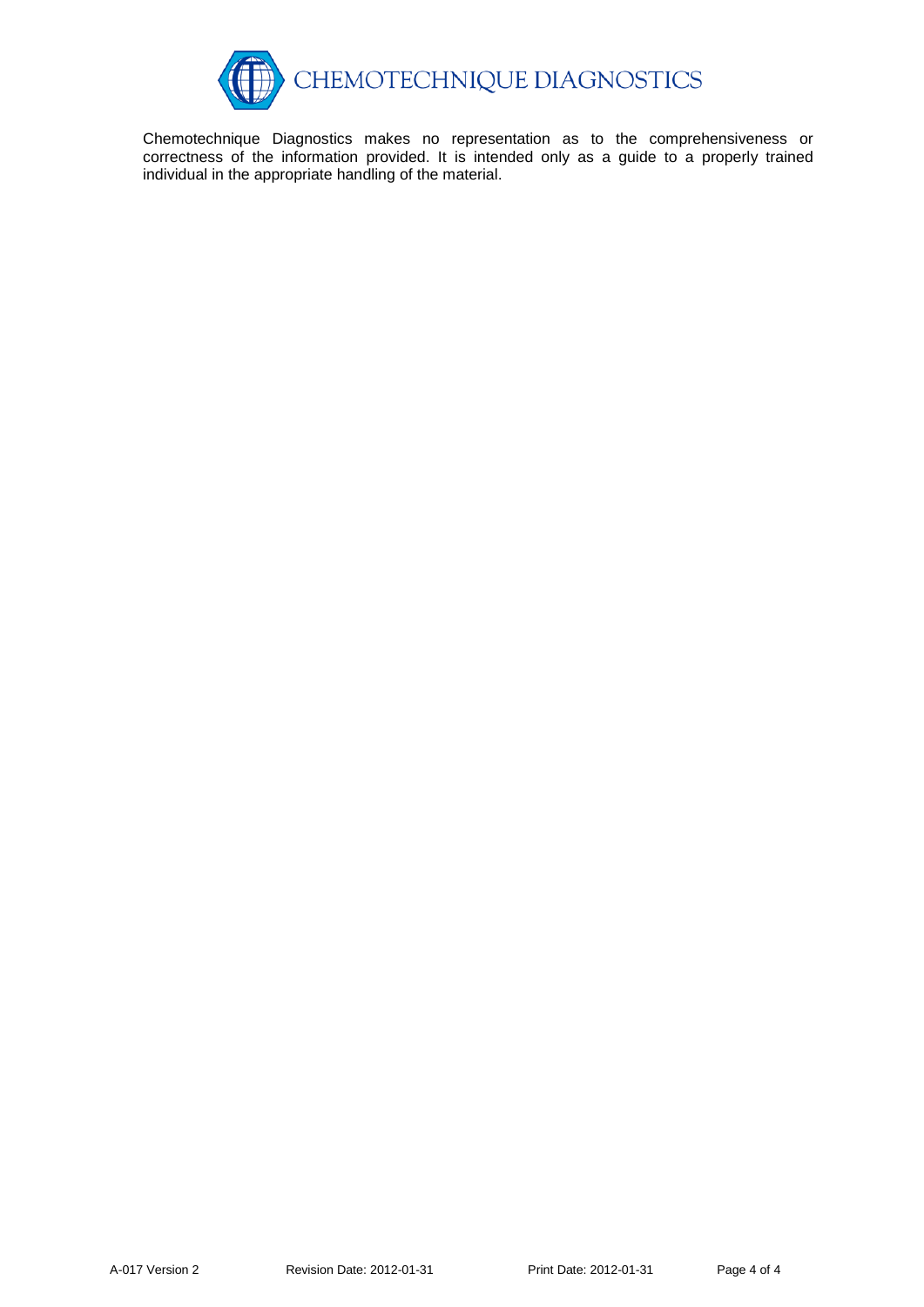Chemotechnique Diagnostics makes no representation as to the comprehensiveness or correctness of the information provided. It is intended only as a guide to a properly trained individual in the appropriate handling of the material.